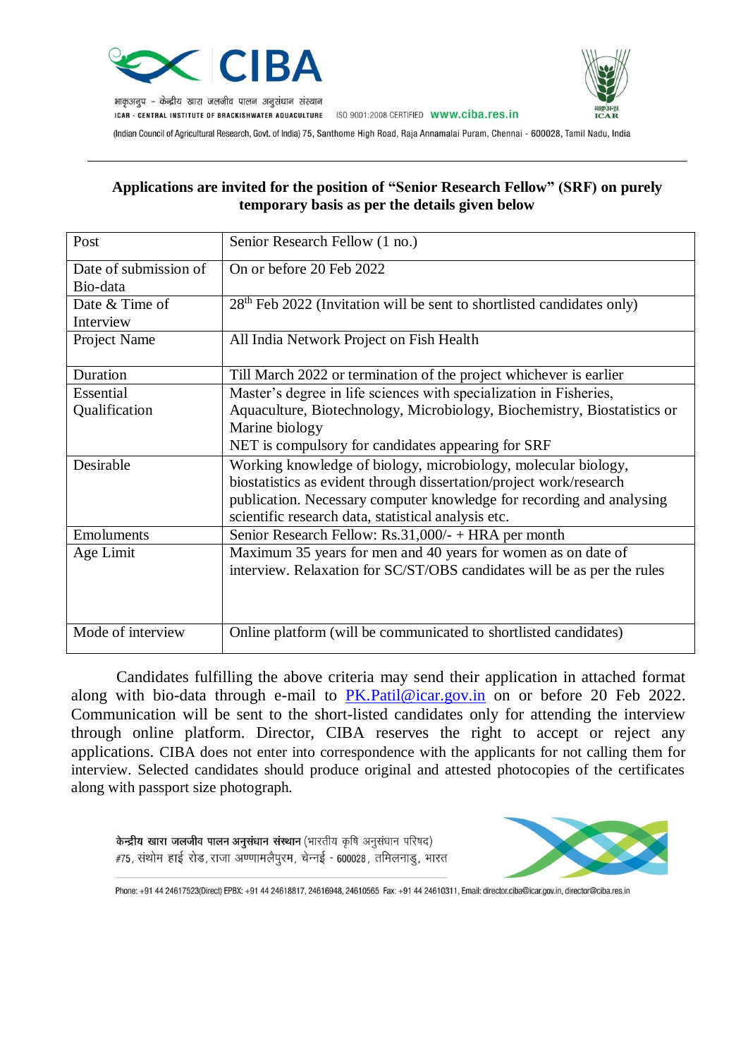# CIBA

भाकृअनुप - केन्द्रीय खारा जलजीव पालन अनुसंधान संस्थान

ICAR - CENTRAL INSTITUTE OF BRACKISHWATER AQUACULTURE ISO 9001:2008 CERTIFIED www.ciba.res.in

(Indian Council of Agricultural Research, Govt. of India) 75, Santhome High Road, Raja Annamalai Puram, Chennai - 600028, Tamil Nadu, India

---

**Applications are invited for the position of "Senior Research Fellow" (SRF) on purely temporary basis as per the details given below**

| | |
|---|---|
| Post | Senior Research Fellow (1 no.) |
| Date of submission of Bio-data | On or before 20 Feb 2022 |
| Date & Time of Interview | 28th Feb 2022 (Invitation will be sent to shortlisted candidates only) |
| Project Name | All India Network Project on Fish Health |
| Duration | Till March 2022 or termination of the project whichever is earlier |
| Essential Qualification | Master's degree in life sciences with specialization in Fisheries, Aquaculture, Biotechnology, Microbiology, Biochemistry, Biostatistics or Marine biology<br>NET is compulsory for candidates appearing for SRF |
| Desirable | Working knowledge of biology, microbiology, molecular biology, biostatistics as evident through dissertation/project work/research publication. Necessary computer knowledge for recording and analysing scientific research data, statistical analysis etc. |
| Emoluments | Senior Research Fellow: Rs.31,000/- + HRA per month |
| Age Limit | Maximum 35 years for men and 40 years for women as on date of interview. Relaxation for SC/ST/OBS candidates will be as per the rules |
| Mode of interview | Online platform (will be communicated to shortlisted candidates) |

Candidates fulfilling the above criteria may send their application in attached format along with bio-data through e-mail to PK.Patil@icar.gov.in on or before 20 Feb 2022. Communication will be sent to the short-listed candidates only for attending the interview through online platform. Director, CIBA reserves the right to accept or reject any applications. CIBA does not enter into correspondence with the applicants for not calling them for interview. Selected candidates should produce original and attested photocopies of the certificates along with passport size photograph.

**केन्द्रीय खारा जलजीव पालन अनुसंधान संस्थान** (भारतीय कृषि अनुसंधान परिषद)
#75, संथोम हाई रोड, राजा अण्णामलैपुरम, चेन्नई - 600028, तमिलनाडु, भारत

Phone: +91 44 24617523(Direct) EPBX: +91 44 24618817, 24616948, 24610565 Fax: +91 44 24610311, Email: director.ciba@icar.gov.in, director@ciba.res.in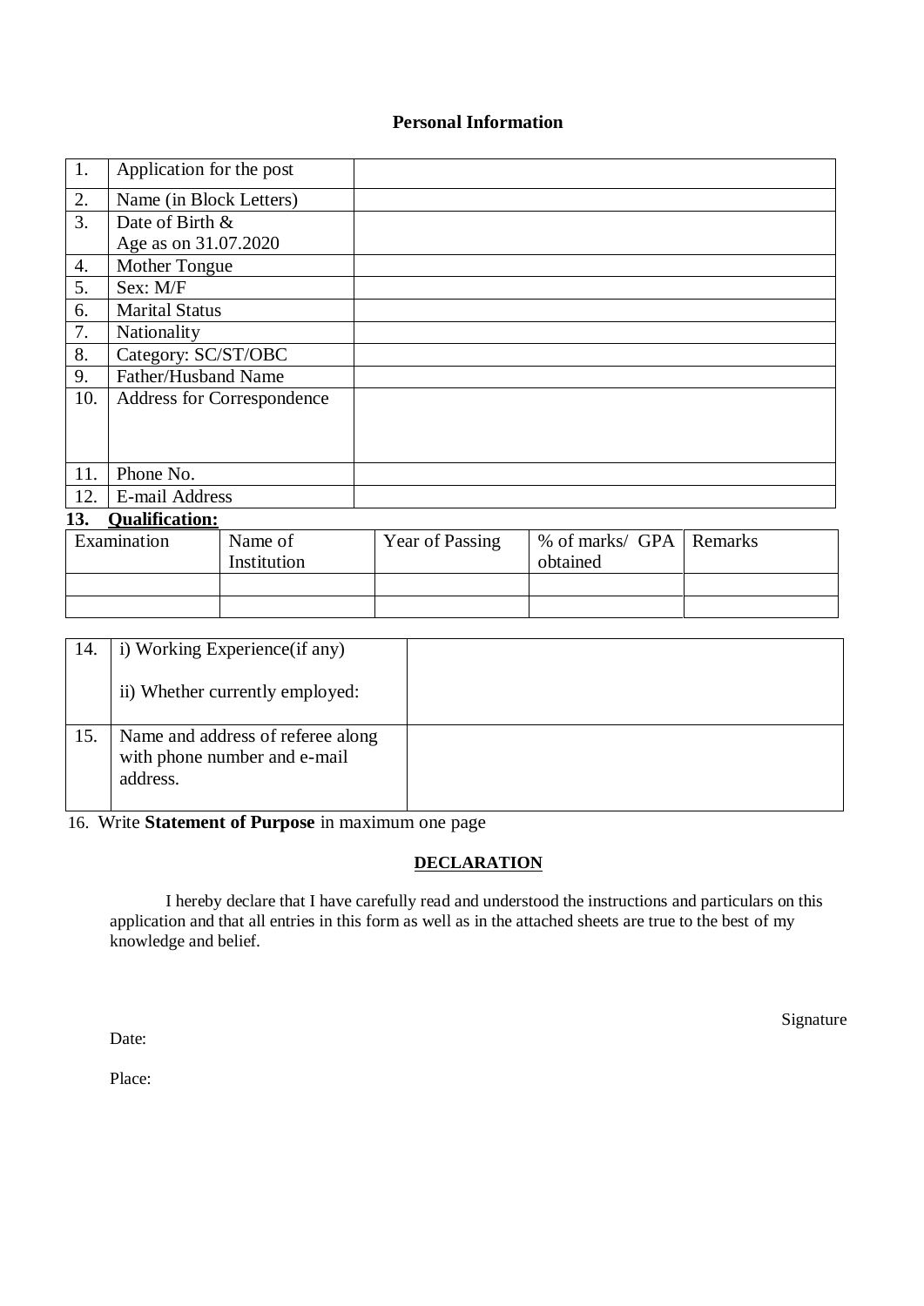## Personal Information

| | | |
|---|---|---|
| 1. | Application for the post | |
| 2. | Name (in Block Letters) | |
| 3. | Date of Birth & Age as on 31.07.2020 | |
| 4. | Mother Tongue | |
| 5. | Sex: M/F | |
| 6. | Marital Status | |
| 7. | Nationality | |
| 8. | Category: SC/ST/OBC | |
| 9. | Father/Husband Name | |
| 10. | Address for Correspondence | |
| 11. | Phone No. | |
| 12. | E-mail Address | |

**13. Qualification:**

| Examination | Name of Institution | Year of Passing | % of marks/ GPA obtained | Remarks |
|---|---|---|---|---|
| | | | | |
| | | | | |

| | | |
|---|---|---|
| 14. | i) Working Experience(if any)<br><br>ii) Whether currently employed: | |
| 15. | Name and address of referee along with phone number and e-mail address. | |

16. Write **Statement of Purpose** in maximum one page

**DECLARATION**

I hereby declare that I have carefully read and understood the instructions and particulars on this application and that all entries in this form as well as in the attached sheets are true to the best of my knowledge and belief.

Signature

Date:

Place: